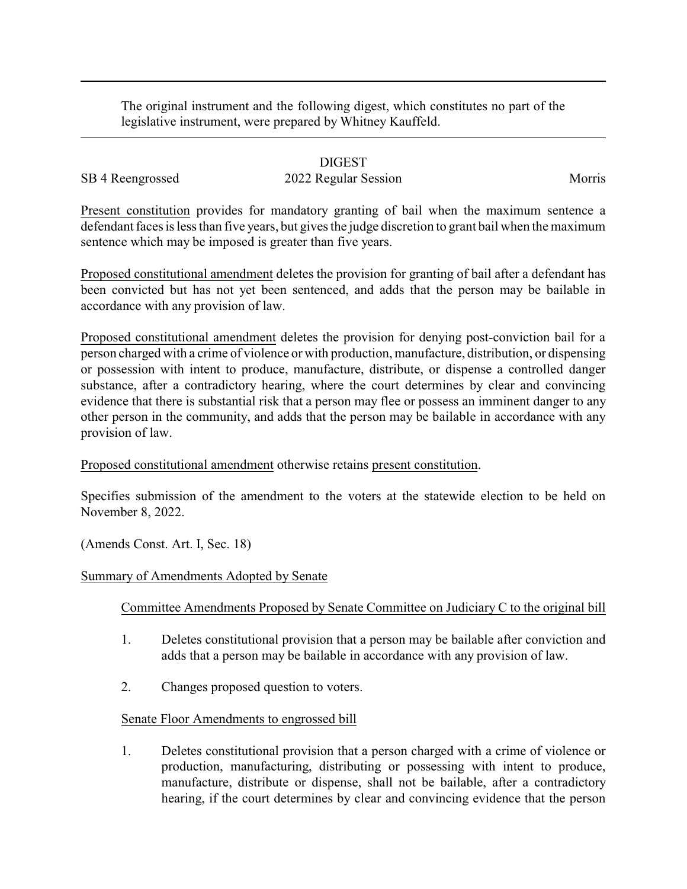The original instrument and the following digest, which constitutes no part of the legislative instrument, were prepared by Whitney Kauffeld.

DIGEST

SB 4 Reengrossed 2022 Regular Session Morris

Present constitution provides for mandatory granting of bail when the maximum sentence a defendant faces is less than five years, but gives the judge discretion to grant bail when the maximum sentence which may be imposed is greater than five years.

Proposed constitutional amendment deletes the provision for granting of bail after a defendant has been convicted but has not yet been sentenced, and adds that the person may be bailable in accordance with any provision of law.

Proposed constitutional amendment deletes the provision for denying post-conviction bail for a person charged with a crime of violence or with production, manufacture, distribution, or dispensing or possession with intent to produce, manufacture, distribute, or dispense a controlled danger substance, after a contradictory hearing, where the court determines by clear and convincing evidence that there is substantial risk that a person may flee or possess an imminent danger to any other person in the community, and adds that the person may be bailable in accordance with any provision of law.

Proposed constitutional amendment otherwise retains present constitution.

Specifies submission of the amendment to the voters at the statewide election to be held on November 8, 2022.

(Amends Const. Art. I, Sec. 18)

Summary of Amendments Adopted by Senate

Committee Amendments Proposed by Senate Committee on Judiciary C to the original bill

1. Deletes constitutional provision that a person may be bailable after conviction and adds that a person may be bailable in accordance with any provision of law.
2. Changes proposed question to voters.

Senate Floor Amendments to engrossed bill

1. Deletes constitutional provision that a person charged with a crime of violence or production, manufacturing, distributing or possessing with intent to produce, manufacture, distribute or dispense, shall not be bailable, after a contradictory hearing, if the court determines by clear and convincing evidence that the person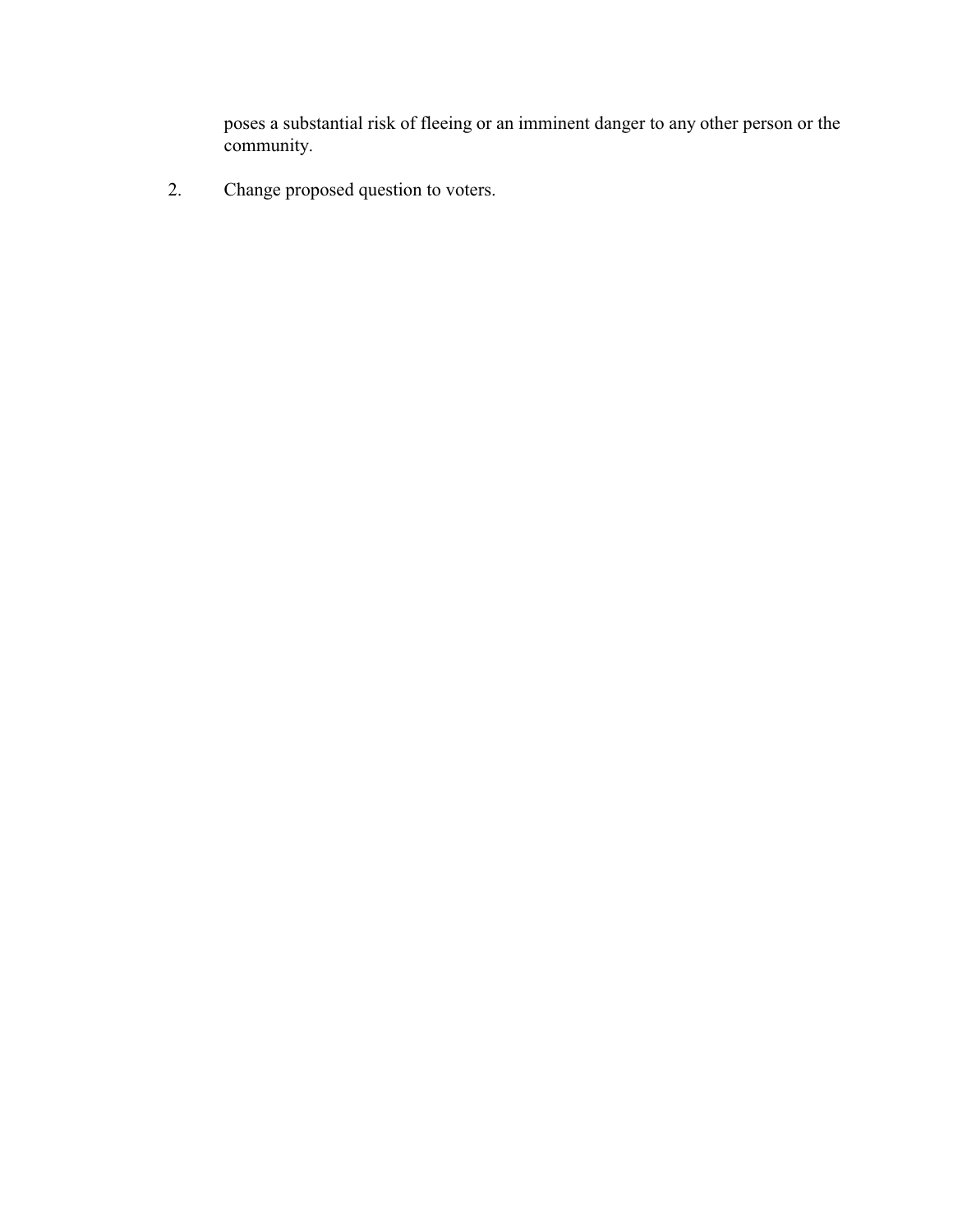poses a substantial risk of fleeing or an imminent danger to any other person or the community.

2. Change proposed question to voters.